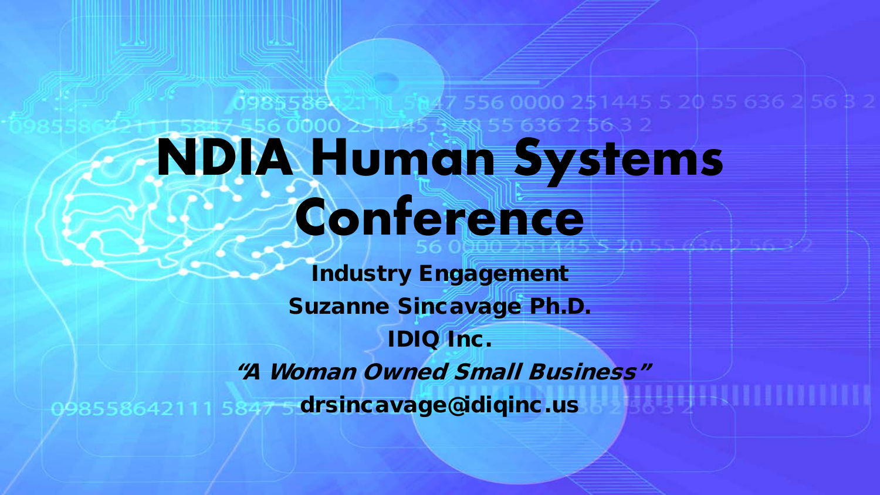# NDIA Human Systems Conference

**Industry Engagement**

**Suzanne Sincavage Ph.D.**

**IDIQ Inc.**

***"A Woman Owned Small Business"***

**drsincavage@idiqinc.us**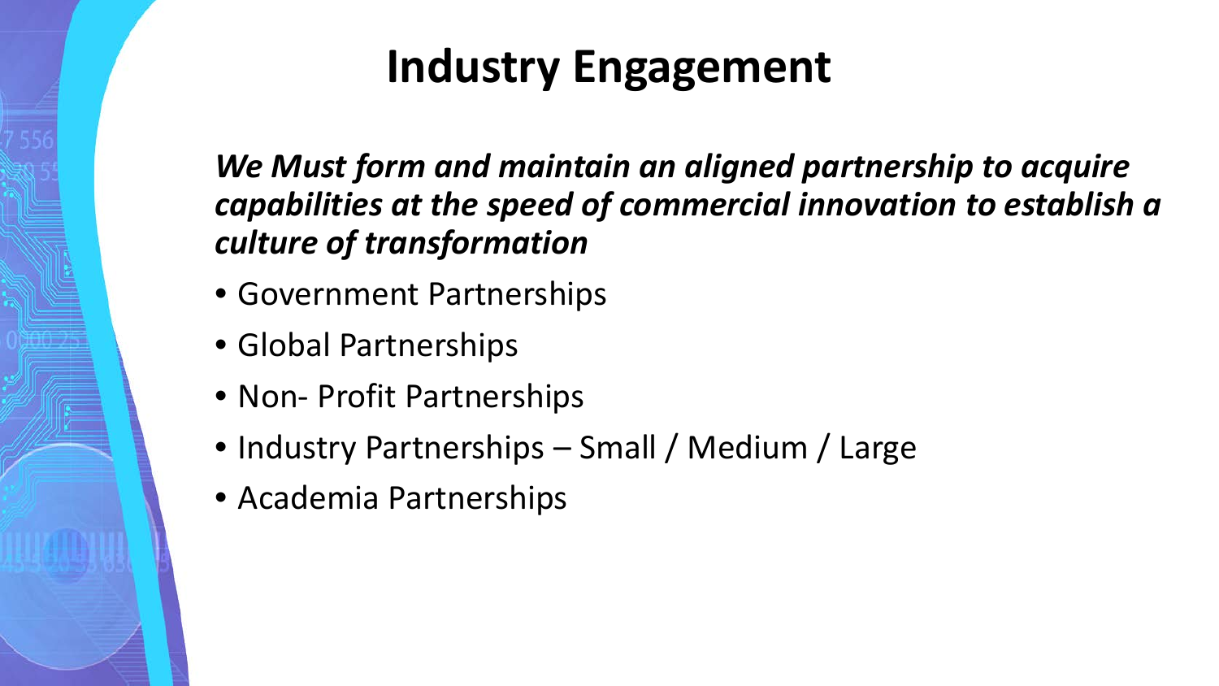# Industry Engagement

***We Must form and maintain an aligned partnership to acquire capabilities at the speed of commercial innovation to establish a culture of transformation***

- Government Partnerships
- Global Partnerships
- Non- Profit Partnerships
- Industry Partnerships – Small / Medium / Large
- Academia Partnerships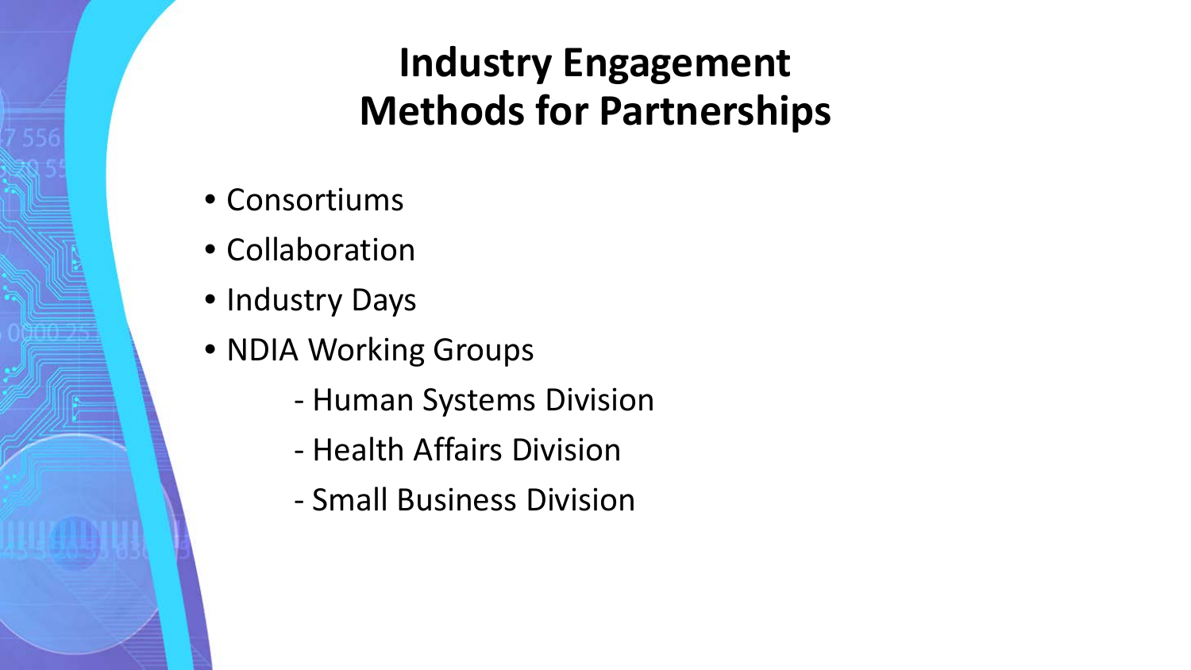# Industry Engagement Methods for Partnerships

- Consortiums
- Collaboration
- Industry Days
- NDIA Working Groups
  - Human Systems Division
  - Health Affairs Division
  - Small Business Division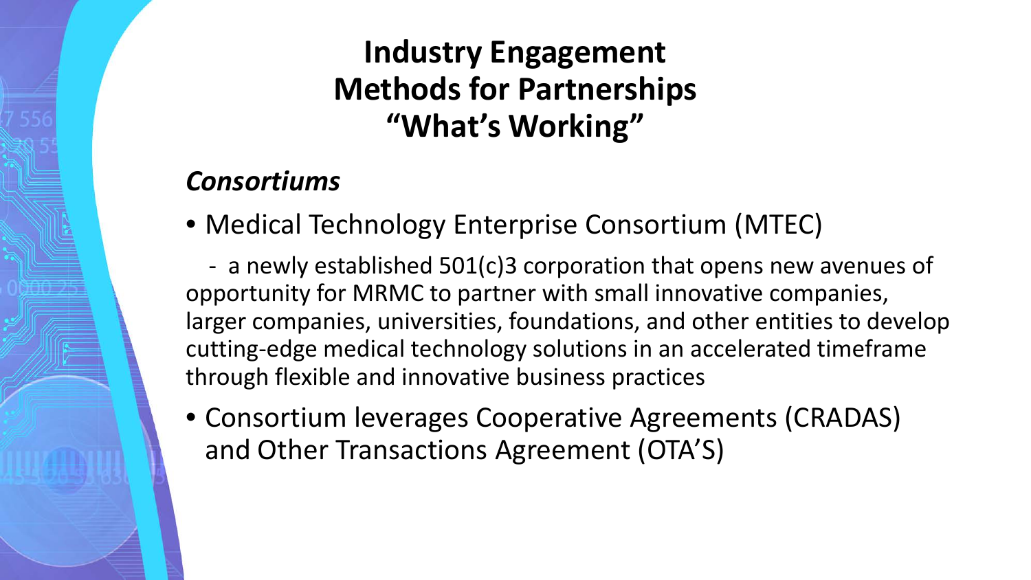# Industry Engagement Methods for Partnerships "What's Working"

### *Consortiums*

- Medical Technology Enterprise Consortium (MTEC)

  - a newly established 501(c)3 corporation that opens new avenues of opportunity for MRMC to partner with small innovative companies, larger companies, universities, foundations, and other entities to develop cutting-edge medical technology solutions in an accelerated timeframe through flexible and innovative business practices

- Consortium leverages Cooperative Agreements (CRADAS) and Other Transactions Agreement (OTA'S)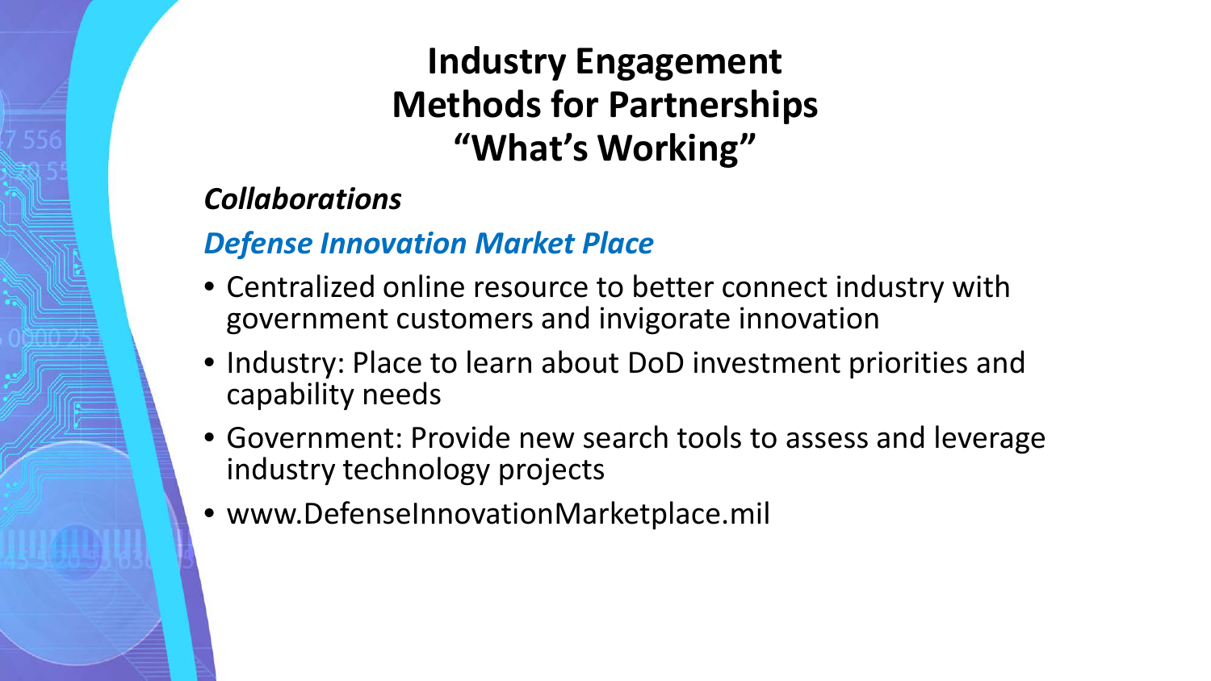# Industry Engagement Methods for Partnerships "What's Working"

***Collaborations***

***Defense Innovation Market Place***

- Centralized online resource to better connect industry with government customers and invigorate innovation
- Industry: Place to learn about DoD investment priorities and capability needs
- Government: Provide new search tools to assess and leverage industry technology projects
- www.DefenseInnovationMarketplace.mil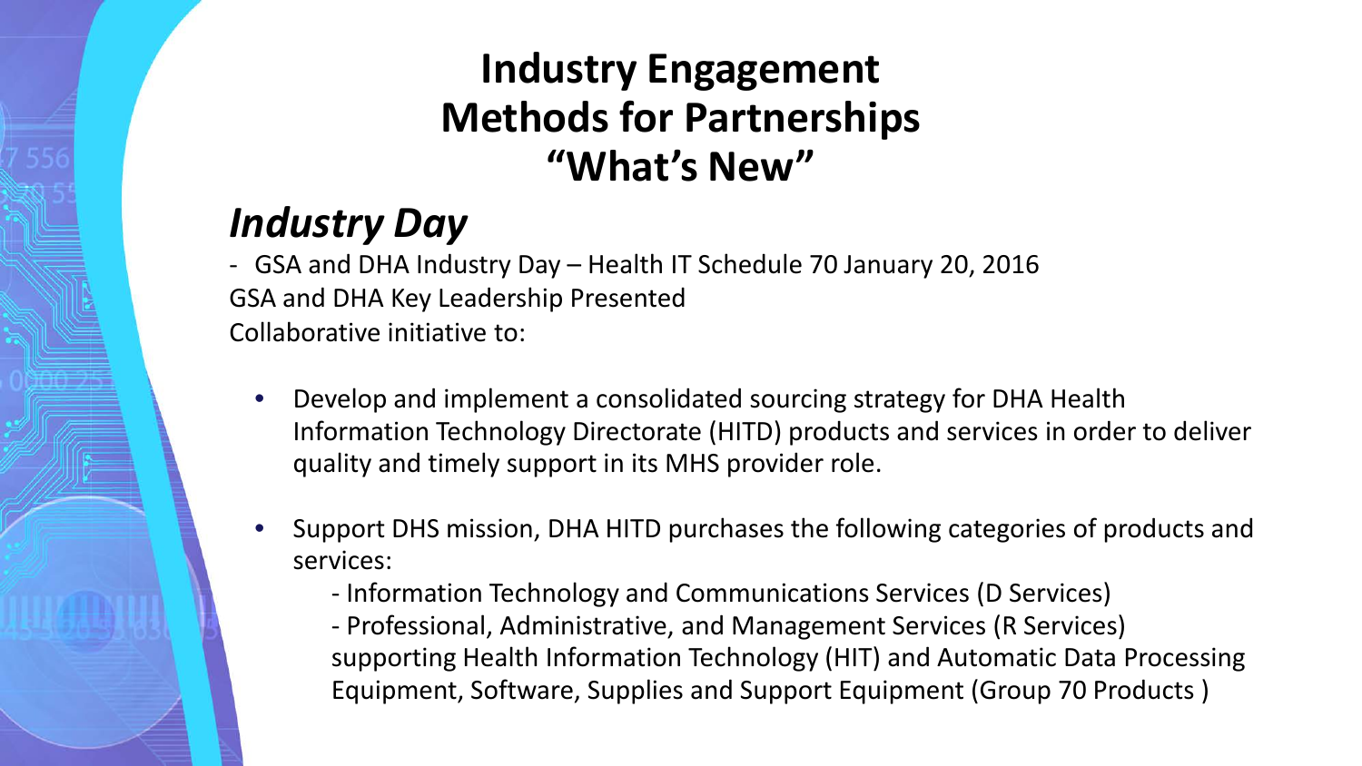# Industry Engagement Methods for Partnerships "What's New"

## *Industry Day*

- GSA and DHA Industry Day – Health IT Schedule 70 January 20, 2016

GSA and DHA Key Leadership Presented

Collaborative initiative to:

- Develop and implement a consolidated sourcing strategy for DHA Health Information Technology Directorate (HITD) products and services in order to deliver quality and timely support in its MHS provider role.
- Support DHS mission, DHA HITD purchases the following categories of products and services:
  - Information Technology and Communications Services (D Services)
  - Professional, Administrative, and Management Services (R Services) supporting Health Information Technology (HIT) and Automatic Data Processing Equipment, Software, Supplies and Support Equipment (Group 70 Products )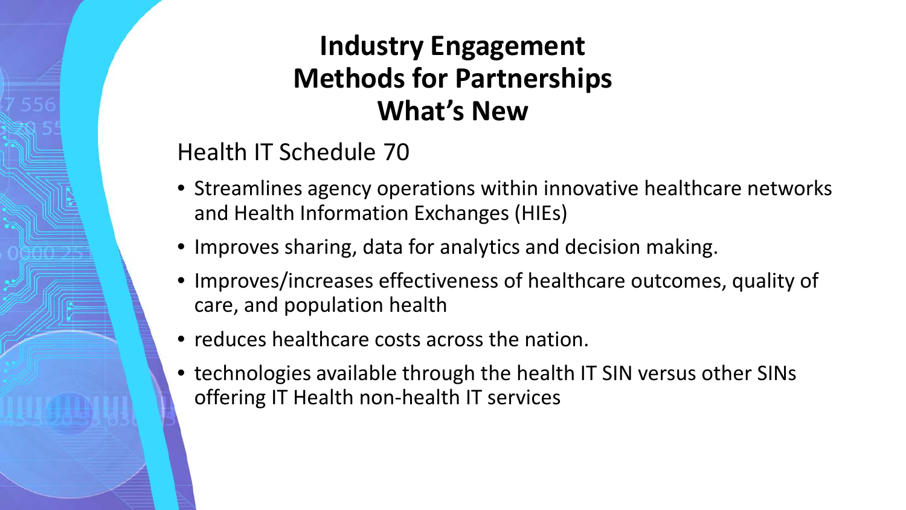# Industry Engagement Methods for Partnerships What's New

## Health IT Schedule 70

- Streamlines agency operations within innovative healthcare networks and Health Information Exchanges (HIEs)
- Improves sharing, data for analytics and decision making.
- Improves/increases effectiveness of healthcare outcomes, quality of care, and population health
- reduces healthcare costs across the nation.
- technologies available through the health IT SIN versus other SINs offering IT Health non-health IT services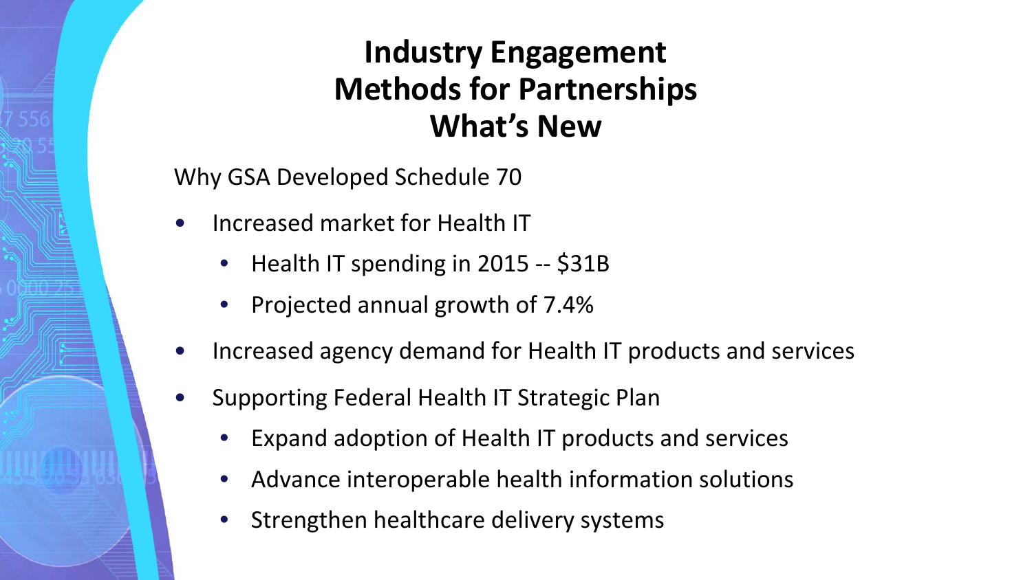# Industry Engagement Methods for Partnerships What's New

Why GSA Developed Schedule 70

- Increased market for Health IT
  - Health IT spending in 2015 -- $31B
  - Projected annual growth of 7.4%
- Increased agency demand for Health IT products and services
- Supporting Federal Health IT Strategic Plan
  - Expand adoption of Health IT products and services
  - Advance interoperable health information solutions
  - Strengthen healthcare delivery systems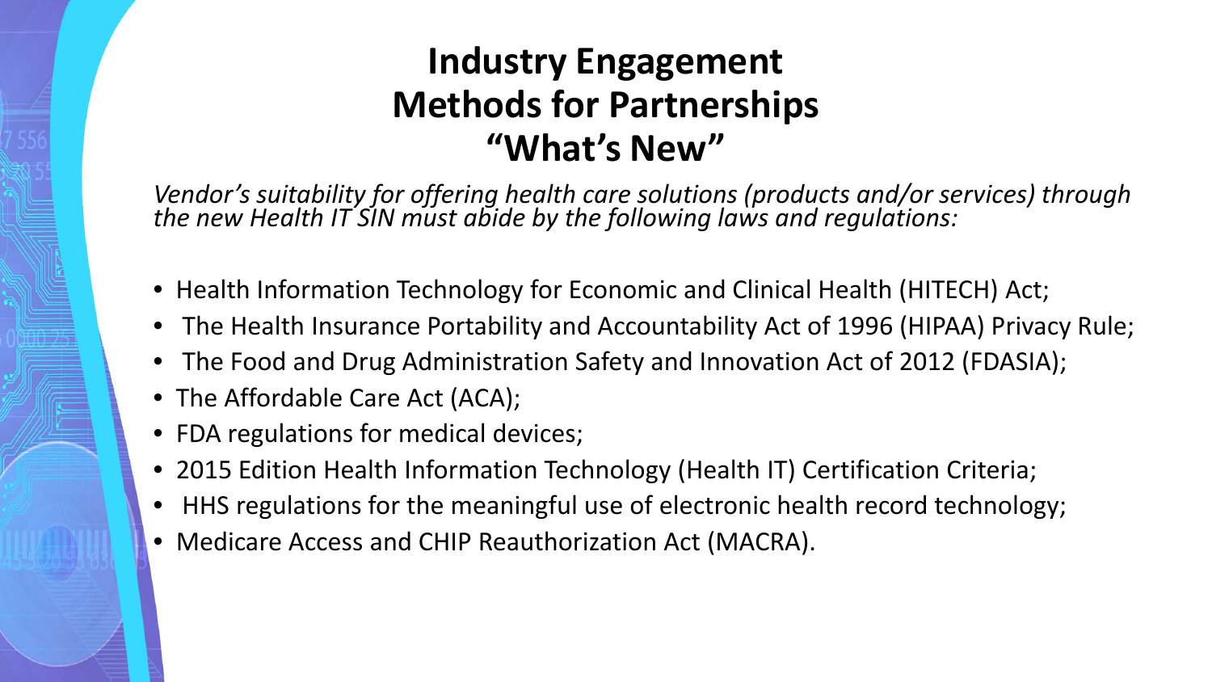# Industry Engagement Methods for Partnerships "What's New"

*Vendor's suitability for offering health care solutions (products and/or services) through the new Health IT SIN must abide by the following laws and regulations:*

- Health Information Technology for Economic and Clinical Health (HITECH) Act;
- The Health Insurance Portability and Accountability Act of 1996 (HIPAA) Privacy Rule;
- The Food and Drug Administration Safety and Innovation Act of 2012 (FDASIA);
- The Affordable Care Act (ACA);
- FDA regulations for medical devices;
- 2015 Edition Health Information Technology (Health IT) Certification Criteria;
- HHS regulations for the meaningful use of electronic health record technology;
- Medicare Access and CHIP Reauthorization Act (MACRA).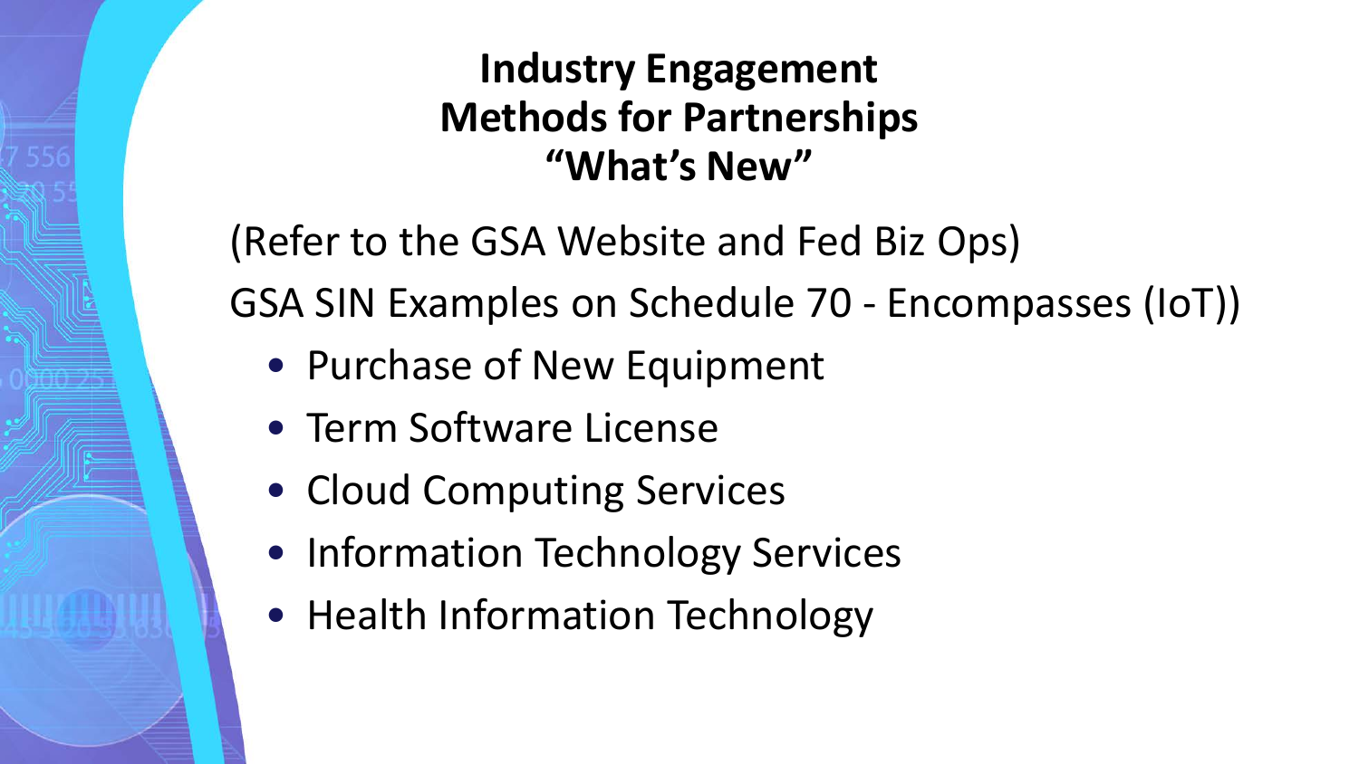# Industry Engagement Methods for Partnerships "What's New"

(Refer to the GSA Website and Fed Biz Ops)

GSA SIN Examples on Schedule 70 - Encompasses (IoT))

- Purchase of New Equipment
- Term Software License
- Cloud Computing Services
- Information Technology Services
- Health Information Technology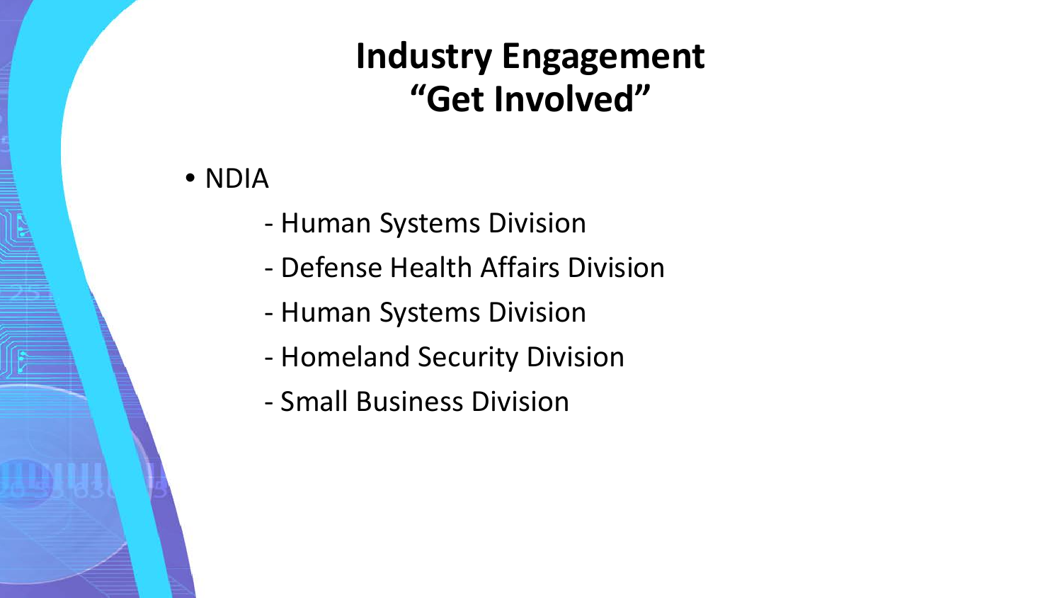# Industry Engagement
# "Get Involved"

- NDIA
  - Human Systems Division
  - Defense Health Affairs Division
  - Human Systems Division
  - Homeland Security Division
  - Small Business Division